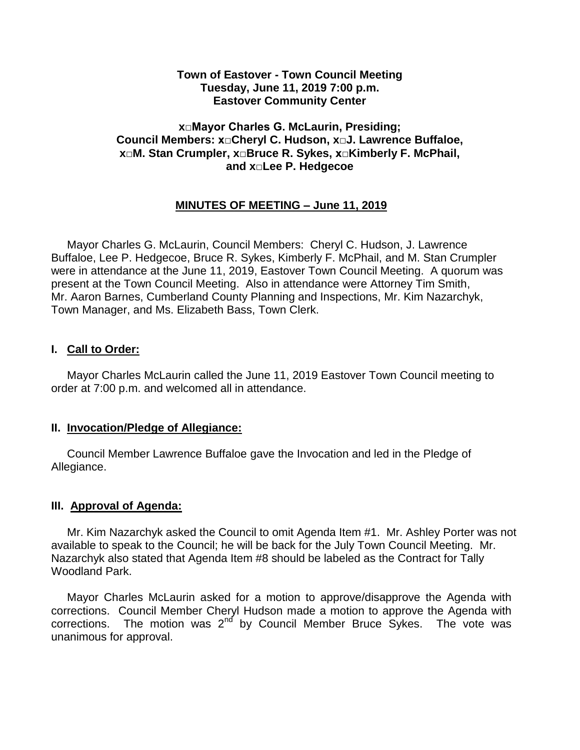**Town of Eastover - Town Council Meeting**
**Tuesday, June 11, 2019 7:00 p.m.**
**Eastover Community Center**

**x□Mayor Charles G. McLaurin, Presiding;**
**Council Members: x□Cheryl C. Hudson, x□J. Lawrence Buffaloe, x□M. Stan Crumpler, x□Bruce R. Sykes, x□Kimberly F. McPhail, and x□Lee P. Hedgecoe**

**MINUTES OF MEETING – June 11, 2019**

Mayor Charles G. McLaurin, Council Members: Cheryl C. Hudson, J. Lawrence Buffaloe, Lee P. Hedgecoe, Bruce R. Sykes, Kimberly F. McPhail, and M. Stan Crumpler were in attendance at the June 11, 2019, Eastover Town Council Meeting. A quorum was present at the Town Council Meeting. Also in attendance were Attorney Tim Smith, Mr. Aaron Barnes, Cumberland County Planning and Inspections, Mr. Kim Nazarchyk, Town Manager, and Ms. Elizabeth Bass, Town Clerk.

## I. Call to Order:

Mayor Charles McLaurin called the June 11, 2019 Eastover Town Council meeting to order at 7:00 p.m. and welcomed all in attendance.

## II. Invocation/Pledge of Allegiance:

Council Member Lawrence Buffaloe gave the Invocation and led in the Pledge of Allegiance.

## III. Approval of Agenda:

Mr. Kim Nazarchyk asked the Council to omit Agenda Item #1. Mr. Ashley Porter was not available to speak to the Council; he will be back for the July Town Council Meeting. Mr. Nazarchyk also stated that Agenda Item #8 should be labeled as the Contract for Tally Woodland Park.

Mayor Charles McLaurin asked for a motion to approve/disapprove the Agenda with corrections. Council Member Cheryl Hudson made a motion to approve the Agenda with corrections. The motion was 2nd by Council Member Bruce Sykes. The vote was unanimous for approval.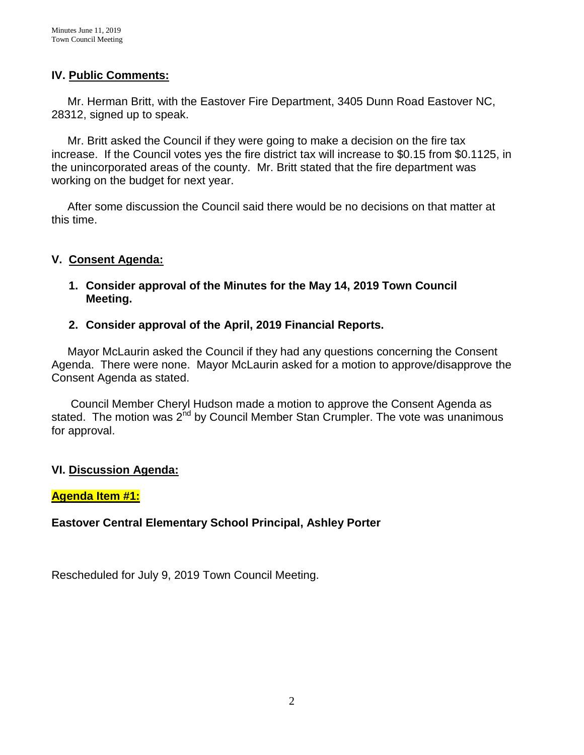## IV. Public Comments:

Mr. Herman Britt, with the Eastover Fire Department, 3405 Dunn Road Eastover NC, 28312, signed up to speak.

Mr. Britt asked the Council if they were going to make a decision on the fire tax increase. If the Council votes yes the fire district tax will increase to $0.15 from $0.1125, in the unincorporated areas of the county. Mr. Britt stated that the fire department was working on the budget for next year.

After some discussion the Council said there would be no decisions on that matter at this time.

## V. Consent Agenda:

1. **Consider approval of the Minutes for the May 14, 2019 Town Council Meeting.**

2. **Consider approval of the April, 2019 Financial Reports.**

Mayor McLaurin asked the Council if they had any questions concerning the Consent Agenda. There were none. Mayor McLaurin asked for a motion to approve/disapprove the Consent Agenda as stated.

Council Member Cheryl Hudson made a motion to approve the Consent Agenda as stated. The motion was 2nd by Council Member Stan Crumpler. The vote was unanimous for approval.

## VI. Discussion Agenda:

**Agenda Item #1:**

**Eastover Central Elementary School Principal, Ashley Porter**

Rescheduled for July 9, 2019 Town Council Meeting.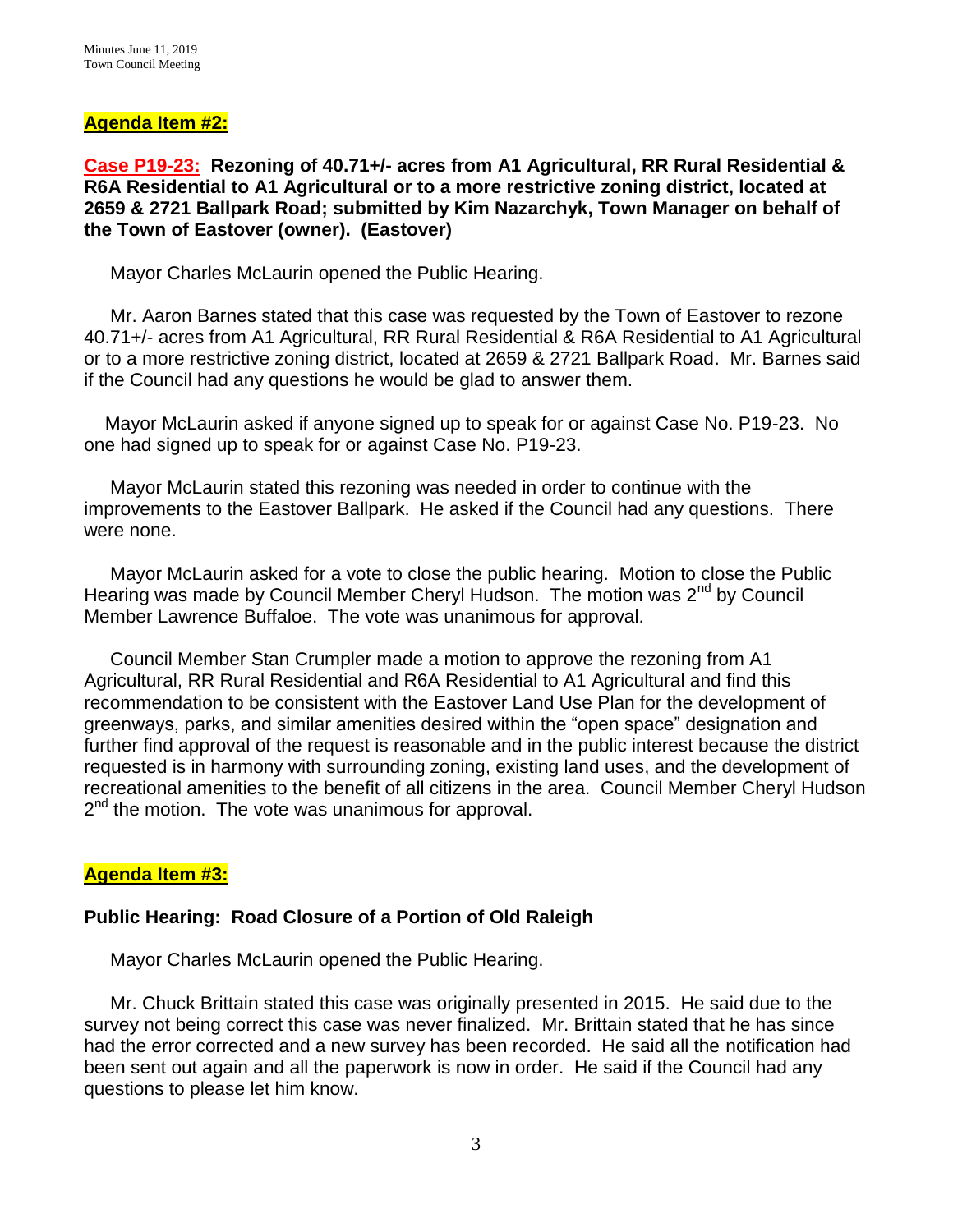**Agenda Item #2:**

**Case P19-23: Rezoning of 40.71+/- acres from A1 Agricultural, RR Rural Residential & R6A Residential to A1 Agricultural or to a more restrictive zoning district, located at 2659 & 2721 Ballpark Road; submitted by Kim Nazarchyk, Town Manager on behalf of the Town of Eastover (owner). (Eastover)**

Mayor Charles McLaurin opened the Public Hearing.

Mr. Aaron Barnes stated that this case was requested by the Town of Eastover to rezone 40.71+/- acres from A1 Agricultural, RR Rural Residential & R6A Residential to A1 Agricultural or to a more restrictive zoning district, located at 2659 & 2721 Ballpark Road. Mr. Barnes said if the Council had any questions he would be glad to answer them.

Mayor McLaurin asked if anyone signed up to speak for or against Case No. P19-23. No one had signed up to speak for or against Case No. P19-23.

Mayor McLaurin stated this rezoning was needed in order to continue with the improvements to the Eastover Ballpark. He asked if the Council had any questions. There were none.

Mayor McLaurin asked for a vote to close the public hearing. Motion to close the Public Hearing was made by Council Member Cheryl Hudson. The motion was 2nd by Council Member Lawrence Buffaloe. The vote was unanimous for approval.

Council Member Stan Crumpler made a motion to approve the rezoning from A1 Agricultural, RR Rural Residential and R6A Residential to A1 Agricultural and find this recommendation to be consistent with the Eastover Land Use Plan for the development of greenways, parks, and similar amenities desired within the "open space" designation and further find approval of the request is reasonable and in the public interest because the district requested is in harmony with surrounding zoning, existing land uses, and the development of recreational amenities to the benefit of all citizens in the area. Council Member Cheryl Hudson 2nd the motion. The vote was unanimous for approval.

**Agenda Item #3:**

**Public Hearing: Road Closure of a Portion of Old Raleigh**

Mayor Charles McLaurin opened the Public Hearing.

Mr. Chuck Brittain stated this case was originally presented in 2015. He said due to the survey not being correct this case was never finalized. Mr. Brittain stated that he has since had the error corrected and a new survey has been recorded. He said all the notification had been sent out again and all the paperwork is now in order. He said if the Council had any questions to please let him know.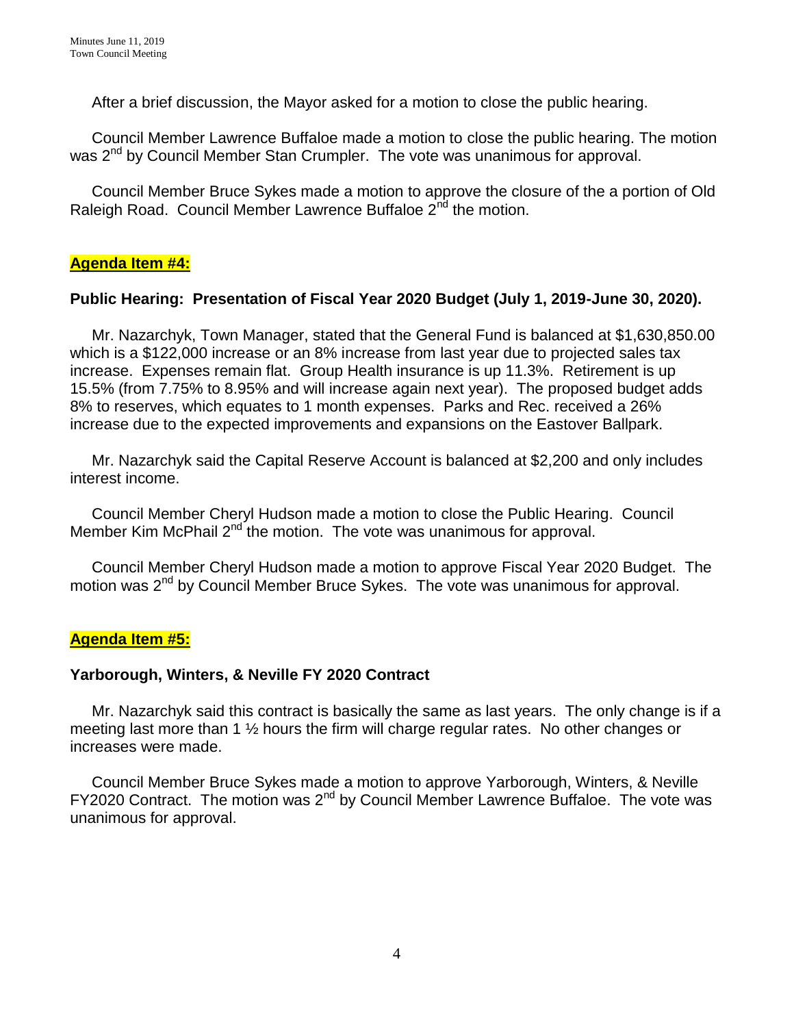After a brief discussion, the Mayor asked for a motion to close the public hearing.

Council Member Lawrence Buffaloe made a motion to close the public hearing. The motion was 2nd by Council Member Stan Crumpler. The vote was unanimous for approval.

Council Member Bruce Sykes made a motion to approve the closure of the a portion of Old Raleigh Road. Council Member Lawrence Buffaloe 2nd the motion.

**Agenda Item #4:**

**Public Hearing: Presentation of Fiscal Year 2020 Budget (July 1, 2019-June 30, 2020).**

Mr. Nazarchyk, Town Manager, stated that the General Fund is balanced at $1,630,850.00 which is a $122,000 increase or an 8% increase from last year due to projected sales tax increase. Expenses remain flat. Group Health insurance is up 11.3%. Retirement is up 15.5% (from 7.75% to 8.95% and will increase again next year). The proposed budget adds 8% to reserves, which equates to 1 month expenses. Parks and Rec. received a 26% increase due to the expected improvements and expansions on the Eastover Ballpark.

Mr. Nazarchyk said the Capital Reserve Account is balanced at $2,200 and only includes interest income.

Council Member Cheryl Hudson made a motion to close the Public Hearing. Council Member Kim McPhail 2nd the motion. The vote was unanimous for approval.

Council Member Cheryl Hudson made a motion to approve Fiscal Year 2020 Budget. The motion was 2nd by Council Member Bruce Sykes. The vote was unanimous for approval.

**Agenda Item #5:**

**Yarborough, Winters, & Neville FY 2020 Contract**

Mr. Nazarchyk said this contract is basically the same as last years. The only change is if a meeting last more than 1 ½ hours the firm will charge regular rates. No other changes or increases were made.

Council Member Bruce Sykes made a motion to approve Yarborough, Winters, & Neville FY2020 Contract. The motion was 2nd by Council Member Lawrence Buffaloe. The vote was unanimous for approval.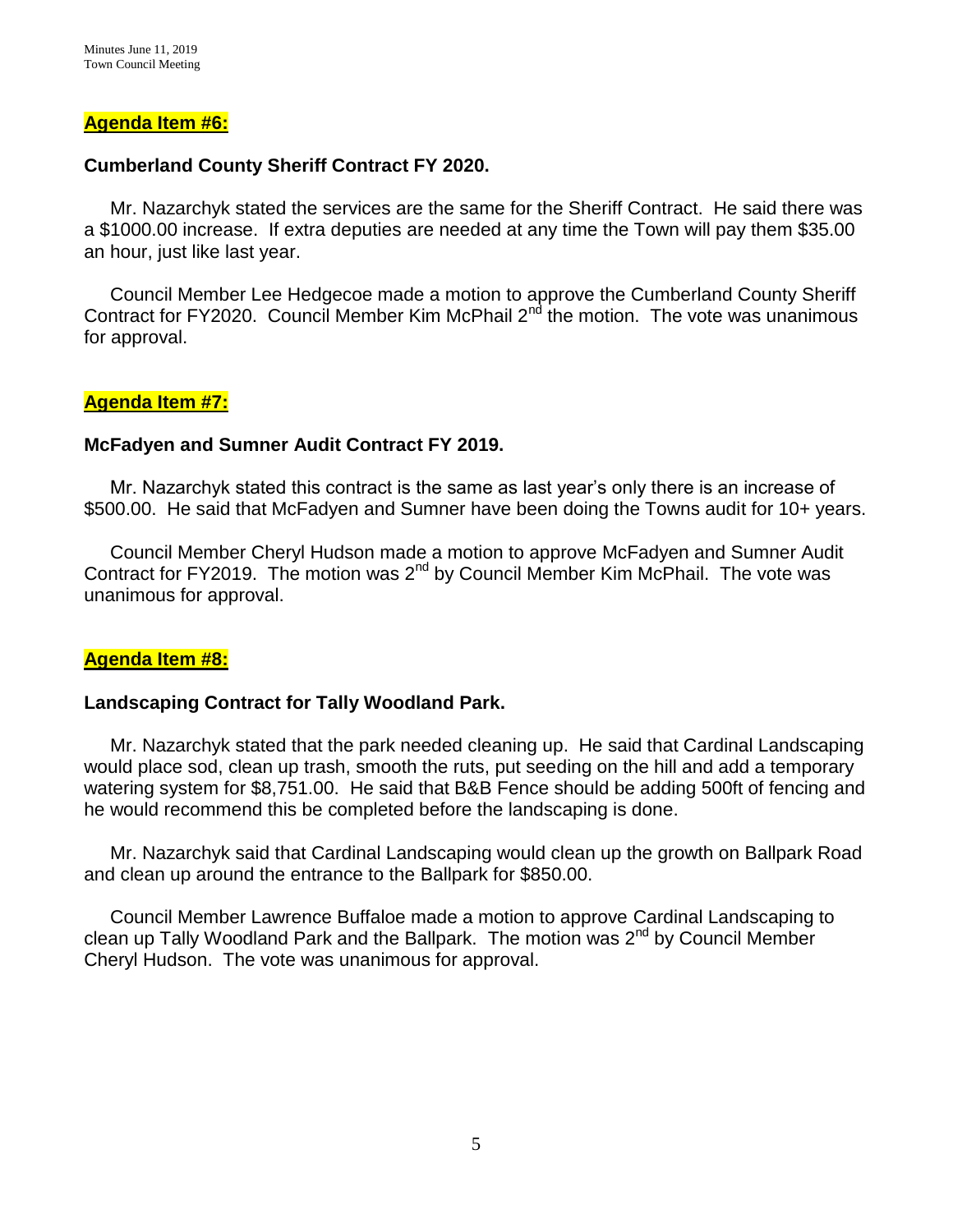**Agenda Item #6:**

**Cumberland County Sheriff Contract FY 2020.**

Mr. Nazarchyk stated the services are the same for the Sheriff Contract. He said there was a $1000.00 increase. If extra deputies are needed at any time the Town will pay them $35.00 an hour, just like last year.

Council Member Lee Hedgecoe made a motion to approve the Cumberland County Sheriff Contract for FY2020. Council Member Kim McPhail 2nd the motion. The vote was unanimous for approval.

**Agenda Item #7:**

**McFadyen and Sumner Audit Contract FY 2019.**

Mr. Nazarchyk stated this contract is the same as last year's only there is an increase of $500.00. He said that McFadyen and Sumner have been doing the Towns audit for 10+ years.

Council Member Cheryl Hudson made a motion to approve McFadyen and Sumner Audit Contract for FY2019. The motion was 2nd by Council Member Kim McPhail. The vote was unanimous for approval.

**Agenda Item #8:**

**Landscaping Contract for Tally Woodland Park.**

Mr. Nazarchyk stated that the park needed cleaning up. He said that Cardinal Landscaping would place sod, clean up trash, smooth the ruts, put seeding on the hill and add a temporary watering system for $8,751.00. He said that B&B Fence should be adding 500ft of fencing and he would recommend this be completed before the landscaping is done.

Mr. Nazarchyk said that Cardinal Landscaping would clean up the growth on Ballpark Road and clean up around the entrance to the Ballpark for $850.00.

Council Member Lawrence Buffaloe made a motion to approve Cardinal Landscaping to clean up Tally Woodland Park and the Ballpark. The motion was 2nd by Council Member Cheryl Hudson. The vote was unanimous for approval.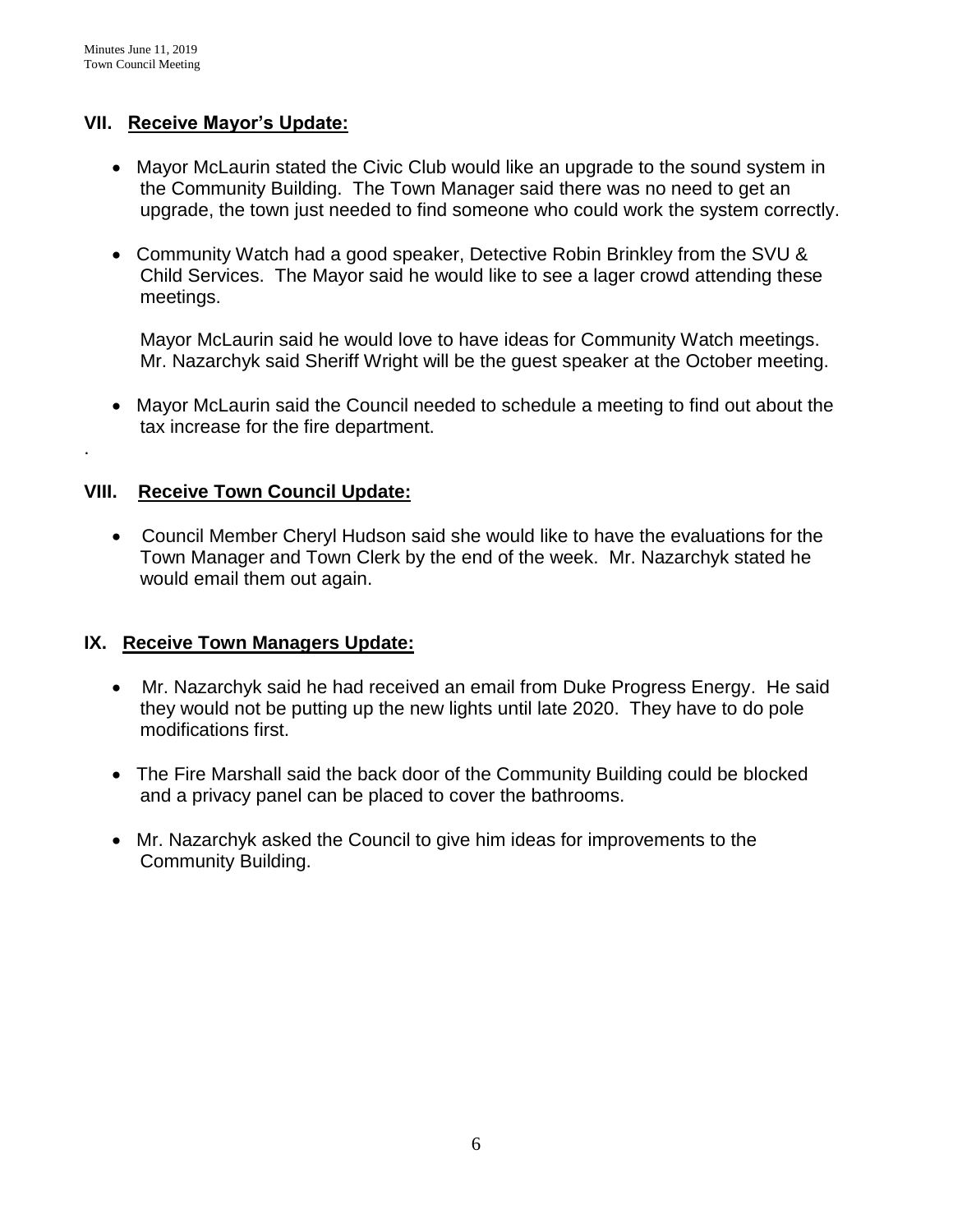## VII. Receive Mayor's Update:

- Mayor McLaurin stated the Civic Club would like an upgrade to the sound system in the Community Building. The Town Manager said there was no need to get an upgrade, the town just needed to find someone who could work the system correctly.

- Community Watch had a good speaker, Detective Robin Brinkley from the SVU & Child Services. The Mayor said he would like to see a lager crowd attending these meetings.

  Mayor McLaurin said he would love to have ideas for Community Watch meetings. Mr. Nazarchyk said Sheriff Wright will be the guest speaker at the October meeting.

- Mayor McLaurin said the Council needed to schedule a meeting to find out about the tax increase for the fire department.

.

## VIII. Receive Town Council Update:

- Council Member Cheryl Hudson said she would like to have the evaluations for the Town Manager and Town Clerk by the end of the week. Mr. Nazarchyk stated he would email them out again.

## IX. Receive Town Managers Update:

- Mr. Nazarchyk said he had received an email from Duke Progress Energy. He said they would not be putting up the new lights until late 2020. They have to do pole modifications first.

- The Fire Marshall said the back door of the Community Building could be blocked and a privacy panel can be placed to cover the bathrooms.

- Mr. Nazarchyk asked the Council to give him ideas for improvements to the Community Building.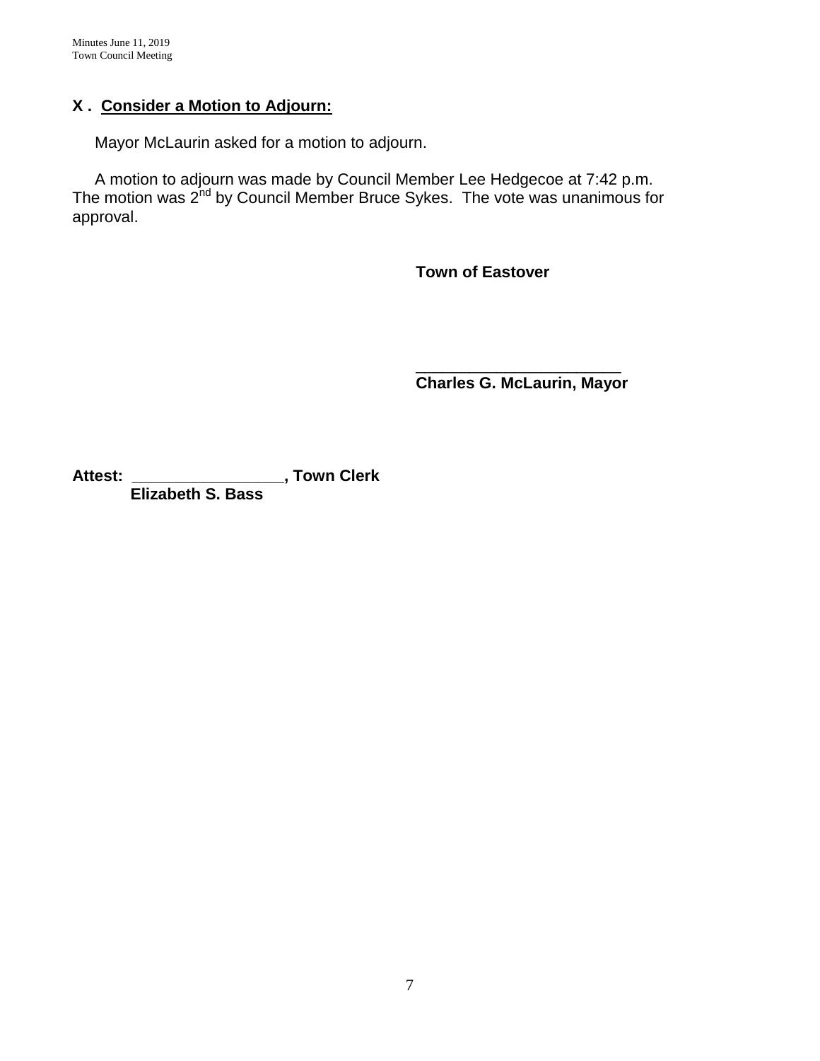## X . Consider a Motion to Adjourn:

Mayor McLaurin asked for a motion to adjourn.

A motion to adjourn was made by Council Member Lee Hedgecoe at 7:42 p.m. The motion was 2nd by Council Member Bruce Sykes. The vote was unanimous for approval.

**Town of Eastover**

\_\_\_\_\_\_\_\_\_\_\_\_\_\_\_\_\_\_\_\_\_\_\_\_

**Charles G. McLaurin, Mayor**

**Attest: \_\_\_\_\_\_\_\_\_\_\_\_\_\_\_\_\_, Town Clerk**
**Elizabeth S. Bass**